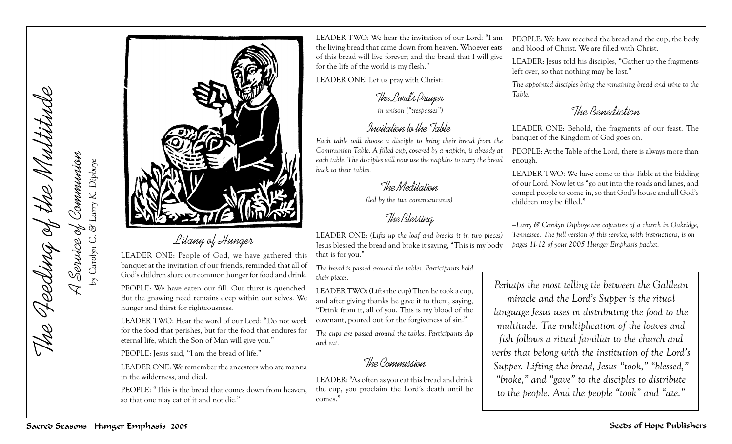# The Feeding of the Multitude

## A Service of Communion

*by Carolyn C. & Larry K. Dipboye*

### Litany of Hunger

LEADER ONE: People of God, we have gathered this banquet at the invitation of our friends, reminded that all of God's children share our common hunger for food and drink.

PEOPLE: We have eaten our fill. Our thirst is quenched. But the gnawing need remains deep within our selves. We hunger and thirst for righteousness.

LEADER TWO: Hear the word of our Lord: "Do not work for the food that perishes, but for the food that endures for eternal life, which the Son of Man will give you."

PEOPLE: Jesus said, "I am the bread of life."

LEADER ONE: We remember the ancestors who ate manna in the wilderness, and died.

PEOPLE: "This is the bread that comes down from heaven, so that one may eat of it and not die."

LEADER TWO: We hear the invitation of our Lord: "I am the living bread that came down from heaven. Whoever eats of this bread will live forever; and the bread that I will give for the life of the world is my flesh."

LEADER ONE: Let us pray with Christ:

### The Lord's Prayer

*in unison ("trespasses")*

### Invitation to the Table

*Each table will choose a disciple to bring their bread from the Communion Table. A filled cup, covered by a napkin, is already at each table. The disciples will now use the napkins to carry the bread back to their tables.*

### The Meditation

*(led by the two communicants)*

### The Blessing

LEADER ONE: *(Lifts up the loaf and breaks it in two pieces)* Jesus blessed the bread and broke it saying, "This is my body that is for you."

*The bread is passed around the tables. Participants hold their pieces.*

LEADER TWO: (Lifts the cup) Then he took a cup, and after giving thanks he gave it to them, saying, "Drink from it, all of you. This is my blood of the covenant, poured out for the forgiveness of sin."

*The cups are passed around the tables. Participants dip and eat.*

### The Commission

LEADER: "As often as you eat this bread and drink the cup, you proclaim the Lord's death until he comes."

PEOPLE: We have received the bread and the cup, the body and blood of Christ. We are filled with Christ.

LEADER: Jesus told his disciples, "Gather up the fragments left over, so that nothing may be lost."

*The appointed disciples bring the remaining bread and wine to the Table.*

### The Benediction

LEADER ONE: Behold, the fragments of our feast. The banquet of the Kingdom of God goes on.

PEOPLE: At the Table of the Lord, there is always more than enough.

LEADER TWO: We have come to this Table at the bidding of our Lord. Now let us "go out into the roads and lanes, and compel people to come in, so that God's house and all God's children may be filled."

*—Larry & Carolyn Dipboye are copastors of a church in Oakridge, Tennessee. The full version of this service, with instructions, is on pages 11-12 of your 2005 Hunger Emphasis packet.*

*Perhaps the most telling tie between the Galilean miracle and the Lord's Supper is the ritual language Jesus uses in distributing the food to the multitude. The multiplication of the loaves and fish follows a ritual familiar to the church and verbs that belong with the institution of the Lord's Supper. Lifting the bread, Jesus "took," "blessed," "broke," and "gave" to the disciples to distribute to the people. And the people "took" and "ate."*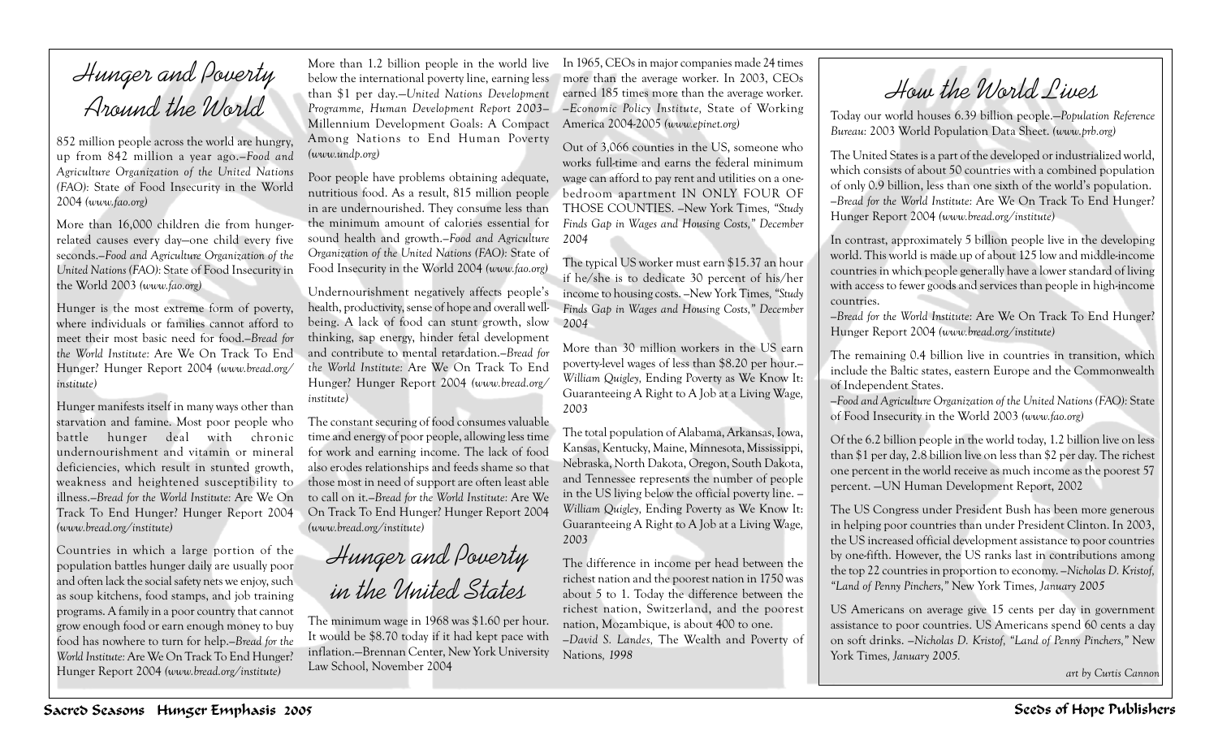# Hunger and Poverty Around the World

852 million people across the world are hungry, up from 842 million a year ago.–*Food and Agriculture Organization of the United Nations (FAO):* State of Food Insecurity in the World 2004 *(www.fao.org)*

More than 16,000 children die from hunger-related causes every day–one child every five seconds.–*Food and Agriculture Organization of the United Nations (FAO):* State of Food Insecurity in the World 2003 *(www.fao.org)*

Hunger is the most extreme form of poverty, where individuals or families cannot afford to meet their most basic need for food.–*Bread for the World Institute:* Are We On Track To End Hunger? Hunger Report 2004 *(www.bread.org/institute)*

Hunger manifests itself in many ways other than starvation and famine. Most poor people who battle hunger deal with chronic undernourishment and vitamin or mineral deficiencies, which result in stunted growth, weakness and heightened susceptibility to illness.–*Bread for the World Institute:* Are We On Track To End Hunger? Hunger Report 2004 *(www.bread.org/institute)*

Countries in which a large portion of the population battles hunger daily are usually poor and often lack the social safety nets we enjoy, such as soup kitchens, food stamps, and job training programs. A family in a poor country that cannot grow enough food or earn enough money to buy food has nowhere to turn for help.–*Bread for the World Institute:* Are We On Track To End Hunger? Hunger Report 2004 *(www.bread.org/institute)*

More than 1.2 billion people in the world live below the international poverty line, earning less than $1 per day.–*United Nations Development Programme, Human Development Report 2003*– Millennium Development Goals: A Compact Among Nations to End Human Poverty *(www.undp.org)*

Poor people have problems obtaining adequate, nutritious food. As a result, 815 million people in are undernourished. They consume less than the minimum amount of calories essential for sound health and growth.–*Food and Agriculture Organization of the United Nations (FAO):* State of Food Insecurity in the World 2004 *(www.fao.org)*

Undernourishment negatively affects people's health, productivity, sense of hope and overall well-being. A lack of food can stunt growth, slow thinking, sap energy, hinder fetal development and contribute to mental retardation.–*Bread for the World Institute:* Are We On Track To End Hunger? Hunger Report 2004 *(www.bread.org/institute)*

The constant securing of food consumes valuable time and energy of poor people, allowing less time for work and earning income. The lack of food also erodes relationships and feeds shame so that those most in need of support are often least able to call on it.–*Bread for the World Institute:* Are We On Track To End Hunger? Hunger Report 2004 *(www.bread.org/institute)*

# Hunger and Poverty in the United States

The minimum wage in 1968 was $1.60 per hour. It would be $8.70 today if it had kept pace with inflation.–Brennan Center, New York University Law School, November 2004

In 1965, CEOs in major companies made 24 times more than the average worker. In 2003, CEOs earned 185 times more than the average worker. –*Economic Policy Institute,* State of Working America 2004-2005 *(www.epinet.org)*

Out of 3,066 counties in the US, someone who works full-time and earns the federal minimum wage can afford to pay rent and utilities on a one-bedroom apartment IN ONLY FOUR OF THOSE COUNTIES. –New York Times, *"Study Finds Gap in Wages and Housing Costs," December 2004*

The typical US worker must earn $15.37 an hour if he/she is to dedicate 30 percent of his/her income to housing costs. –New York Times, *"Study Finds Gap in Wages and Housing Costs," December 2004*

More than 30 million workers in the US earn poverty-level wages of less than $8.20 per hour.– *William Quigley,* Ending Poverty as We Know It: Guaranteeing A Right to A Job at a Living Wage, *2003*

The total population of Alabama, Arkansas, Iowa, Kansas, Kentucky, Maine, Minnesota, Mississippi, Nebraska, North Dakota, Oregon, South Dakota, and Tennessee represents the number of people in the US living below the official poverty line. – *William Quigley,* Ending Poverty as We Know It: Guaranteeing A Right to A Job at a Living Wage, *2003*

The difference in income per head between the richest nation and the poorest nation in 1750 was about 5 to 1. Today the difference between the richest nation, Switzerland, and the poorest nation, Mozambique, is about 400 to one. –*David S. Landes,* The Wealth and Poverty of Nations, *1998*

# How the World Lives

Today our world houses 6.39 billion people.–*Population Reference Bureau:* 2003 World Population Data Sheet. *(www.prb.org)*

The United States is a part of the developed or industrialized world, which consists of about 50 countries with a combined population of only 0.9 billion, less than one sixth of the world's population. –*Bread for the World Institute:* Are We On Track To End Hunger? Hunger Report 2004 *(www.bread.org/institute)*

In contrast, approximately 5 billion people live in the developing world. This world is made up of about 125 low and middle-income countries in which people generally have a lower standard of living with access to fewer goods and services than people in high-income countries.
–*Bread for the World Institute:* Are We On Track To End Hunger? Hunger Report 2004 *(www.bread.org/institute)*

The remaining 0.4 billion live in countries in transition, which include the Baltic states, eastern Europe and the Commonwealth of Independent States.
–*Food and Agriculture Organization of the United Nations (FAO):* State of Food Insecurity in the World 2003 *(www.fao.org)*

Of the 6.2 billion people in the world today, 1.2 billion live on less than $1 per day, 2.8 billion live on less than $2 per day. The richest one percent in the world receive as much income as the poorest 57 percent. —UN Human Development Report, 2002

The US Congress under President Bush has been more generous in helping poor countries than under President Clinton. In 2003, the US increased official development assistance to poor countries by one-fifth. However, the US ranks last in contributions among the top 22 countries in proportion to economy. –*Nicholas D. Kristof, "Land of Penny Pinchers,"* New York Times, *January 2005*

US Americans on average give 15 cents per day in government assistance to poor countries. US Americans spend 60 cents a day on soft drinks. –*Nicholas D. Kristof, "Land of Penny Pinchers,"* New York Times, *January 2005.*

*art by Curtis Cannon*